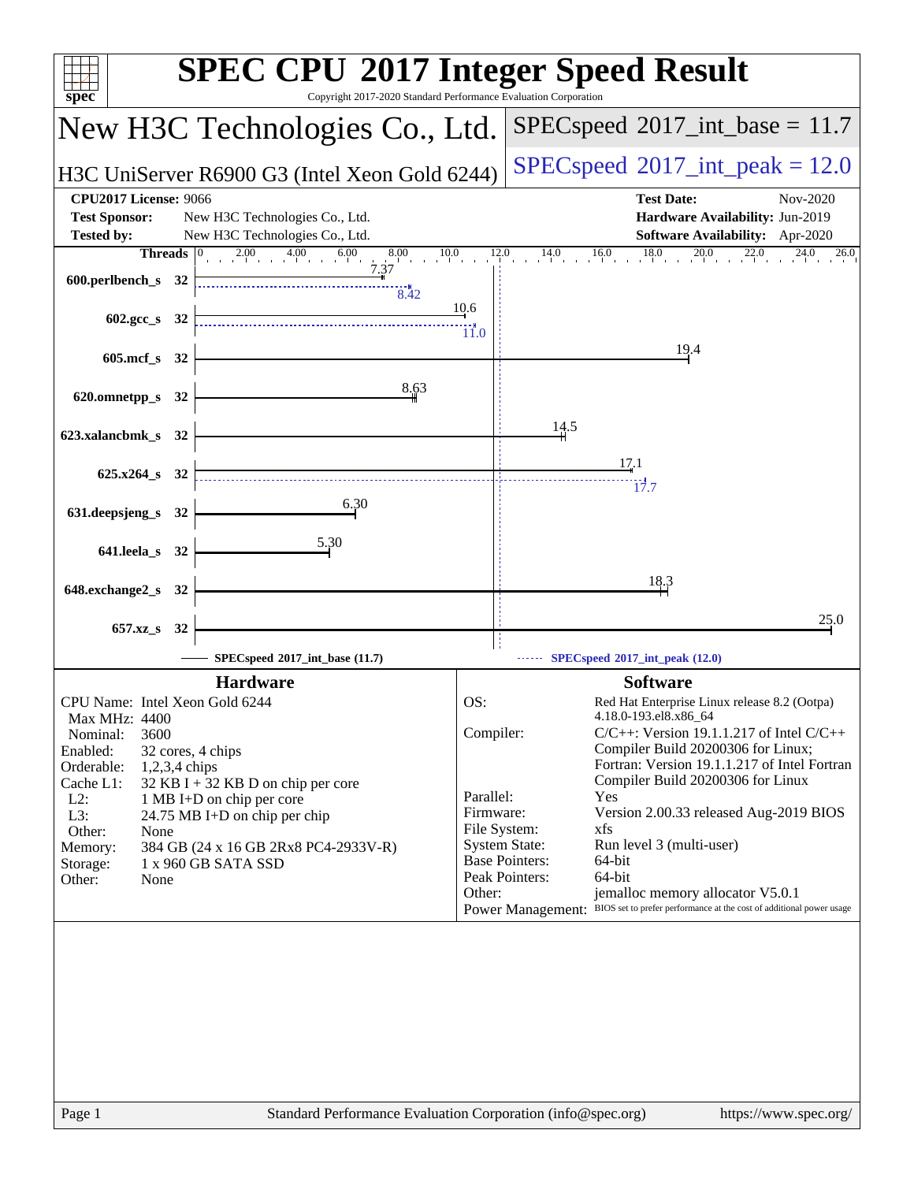# SPEC CPU 2017 Integer Speed Result

Copyright 2017-2020 Standard Performance Evaluation Corporation

## New H3C Technologies Co., Ltd.

**H3C UniServer R6900 G3 (Intel Xeon Gold 6244)**

SPECspeed 2017_int_base = 11.7

SPECspeed 2017_int_peak = 12.0

| | | | |
|---|---|---|---|
| **CPU2017 License:** | 9066 | **Test Date:** | Nov-2020 |
| **Test Sponsor:** | New H3C Technologies Co., Ltd. | **Hardware Availability:** | Jun-2019 |
| **Tested by:** | New H3C Technologies Co., Ltd. | **Software Availability:** | Apr-2020 |

| Benchmark | Threads | Base | Peak |
|---|---|---|---|
| 600.perlbench_s | 32 | 7.37 | 8.42 |
| 602.gcc_s | 32 | 10.6 | 11.0 |
| 605.mcf_s | 32 | 19.4 | |
| 620.omnetpp_s | 32 | 8.63 | |
| 623.xalancbmk_s | 32 | 14.5 | |
| 625.x264_s | 32 | 17.1 | 17.7 |
| 631.deepsjeng_s | 32 | 6.30 | |
| 641.leela_s | 32 | 5.30 | |
| 648.exchange2_s | 32 | 18.3 | |
| 657.xz_s | 32 | 25.0 | |

SPECspeed 2017_int_base (11.7)

SPECspeed 2017_int_peak (12.0)

### Hardware

| | |
|---|---|
| CPU Name: | Intel Xeon Gold 6244 |
| Max MHz: | 4400 |
| Nominal: | 3600 |
| Enabled: | 32 cores, 4 chips |
| Orderable: | 1,2,3,4 chips |
| Cache L1: | 32 KB I + 32 KB D on chip per core |
| L2: | 1 MB I+D on chip per core |
| L3: | 24.75 MB I+D on chip per chip |
| Other: | None |
| Memory: | 384 GB (24 x 16 GB 2Rx8 PC4-2933V-R) |
| Storage: | 1 x 960 GB SATA SSD |
| Other: | None |

### Software

| | |
|---|---|
| OS: | Red Hat Enterprise Linux release 8.2 (Ootpa) 4.18.0-193.el8.x86_64 |
| Compiler: | C/C++: Version 19.1.1.217 of Intel C/C++ Compiler Build 20200306 for Linux; Fortran: Version 19.1.1.217 of Intel Fortran Compiler Build 20200306 for Linux |
| Parallel: | Yes |
| Firmware: | Version 2.00.33 released Aug-2019 BIOS |
| File System: | xfs |
| System State: | Run level 3 (multi-user) |
| Base Pointers: | 64-bit |
| Peak Pointers: | 64-bit |
| Other: | jemalloc memory allocator V5.0.1 |
| Power Management: | BIOS set to prefer performance at the cost of additional power usage |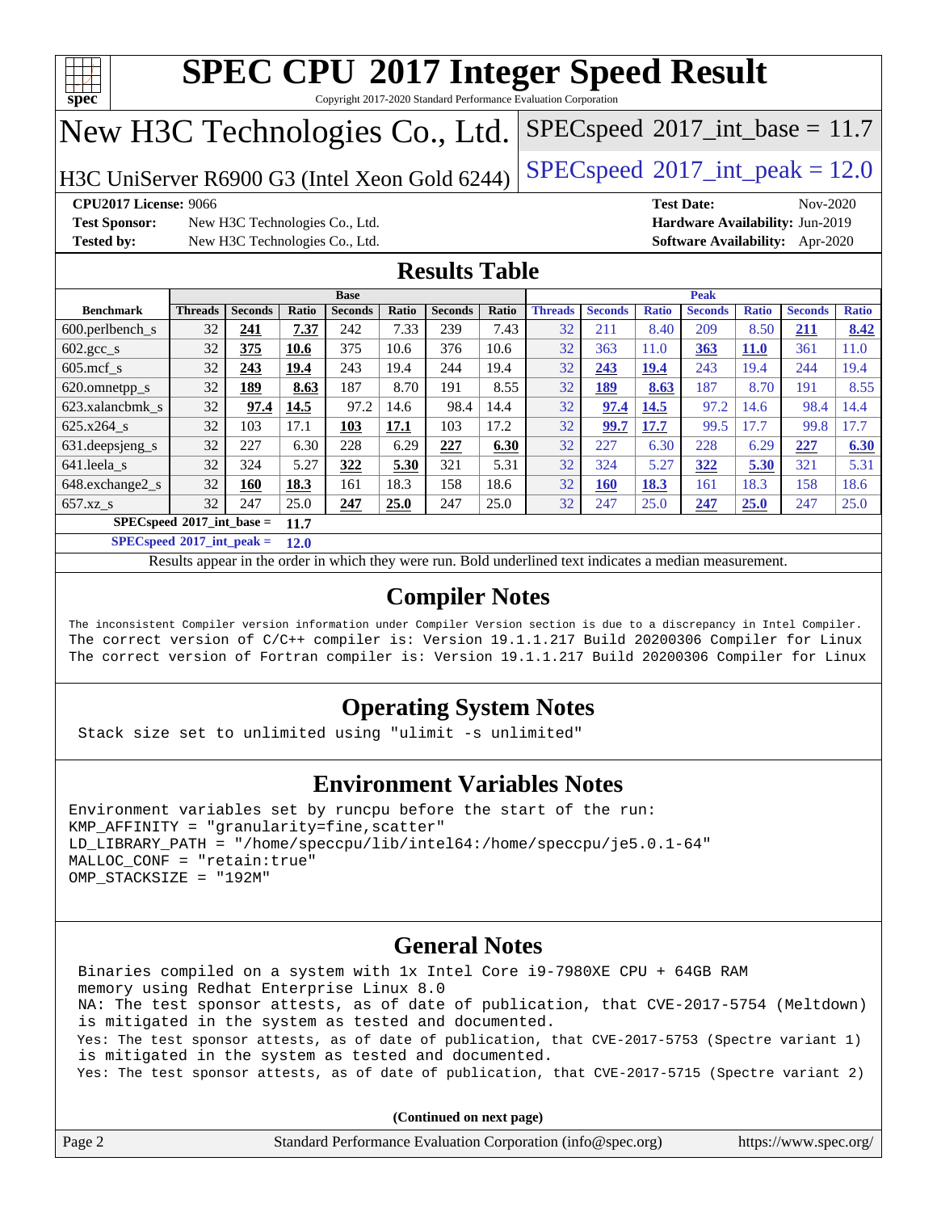# SPEC CPU 2017 Integer Speed Result

Copyright 2017-2020 Standard Performance Evaluation Corporation

## New H3C Technologies Co., Ltd.

H3C UniServer R6900 G3 (Intel Xeon Gold 6244)

SPECspeed 2017_int_base = 11.7

SPECspeed 2017_int_peak = 12.0

**CPU2017 License:** 9066
**Test Sponsor:** New H3C Technologies Co., Ltd.
**Tested by:** New H3C Technologies Co., Ltd.
**Test Date:** Nov-2020
**Hardware Availability:** Jun-2019
**Software Availability:** Apr-2020

## Results Table

| Benchmark | Base | | | | | | | Peak | | | | | | |
|---|---|---|---|---|---|---|---|---|---|---|---|---|---|---|
| | Threads | Seconds | Ratio | Seconds | Ratio | Seconds | Ratio | Threads | Seconds | Ratio | Seconds | Ratio | Seconds | Ratio |
| 600.perlbench_s | 32 | **241** | **7.37** | 242 | 7.33 | 239 | 7.43 | 32 | 211 | 8.40 | 209 | 8.50 | **211** | **8.42** |
| 602.gcc_s | 32 | **375** | **10.6** | 375 | 10.6 | 376 | 10.6 | 32 | 363 | 11.0 | **363** | **11.0** | 361 | 11.0 |
| 605.mcf_s | 32 | **243** | **19.4** | 243 | 19.4 | 244 | 19.4 | 32 | **243** | **19.4** | 243 | 19.4 | 244 | 19.4 |
| 620.omnetpp_s | 32 | **189** | **8.63** | 187 | 8.70 | 191 | 8.55 | 32 | **189** | **8.63** | 187 | 8.70 | 191 | 8.55 |
| 623.xalancbmk_s | 32 | **97.4** | **14.5** | 97.2 | 14.6 | 98.4 | 14.4 | 32 | **97.4** | **14.5** | 97.2 | 14.6 | 98.4 | 14.4 |
| 625.x264_s | 32 | 103 | 17.1 | **103** | **17.1** | 103 | 17.2 | 32 | **99.7** | **17.7** | 99.5 | 17.7 | 99.8 | 17.7 |
| 631.deepsjeng_s | 32 | 227 | 6.30 | 228 | 6.29 | **227** | **6.30** | 32 | 227 | 6.30 | 228 | 6.29 | **227** | **6.30** |
| 641.leela_s | 32 | 324 | 5.27 | **322** | **5.30** | 321 | 5.31 | 32 | 324 | 5.27 | **322** | **5.30** | 321 | 5.31 |
| 648.exchange2_s | 32 | **160** | **18.3** | 161 | 18.3 | 158 | 18.6 | 32 | **160** | **18.3** | 161 | 18.3 | 158 | 18.6 |
| 657.xz_s | 32 | 247 | 25.0 | **247** | **25.0** | 247 | 25.0 | 32 | 247 | 25.0 | **247** | **25.0** | 247 | 25.0 |

**SPECspeed 2017_int_base = 11.7**

**SPECspeed 2017_int_peak = 12.0**

Results appear in the order in which they were run. Bold underlined text indicates a median measurement.

## Compiler Notes

```
The inconsistent Compiler version information under Compiler Version section is due to a discrepancy in Intel Compiler.
The correct version of C/C++ compiler is: Version 19.1.1.217 Build 20200306 Compiler for Linux
The correct version of Fortran compiler is: Version 19.1.1.217 Build 20200306 Compiler for Linux
```

## Operating System Notes

```
Stack size set to unlimited using "ulimit -s unlimited"
```

## Environment Variables Notes

```
Environment variables set by runcpu before the start of the run:
KMP_AFFINITY = "granularity=fine,scatter"
LD_LIBRARY_PATH = "/home/speccpu/lib/intel64:/home/speccpu/je5.0.1-64"
MALLOC_CONF = "retain:true"
OMP_STACKSIZE = "192M"
```

## General Notes

```
Binaries compiled on a system with 1x Intel Core i9-7980XE CPU + 64GB RAM
memory using Redhat Enterprise Linux 8.0
NA: The test sponsor attests, as of date of publication, that CVE-2017-5754 (Meltdown)
is mitigated in the system as tested and documented.
Yes: The test sponsor attests, as of date of publication, that CVE-2017-5753 (Spectre variant 1)
is mitigated in the system as tested and documented.
Yes: The test sponsor attests, as of date of publication, that CVE-2017-5715 (Spectre variant 2)
```

**(Continued on next page)**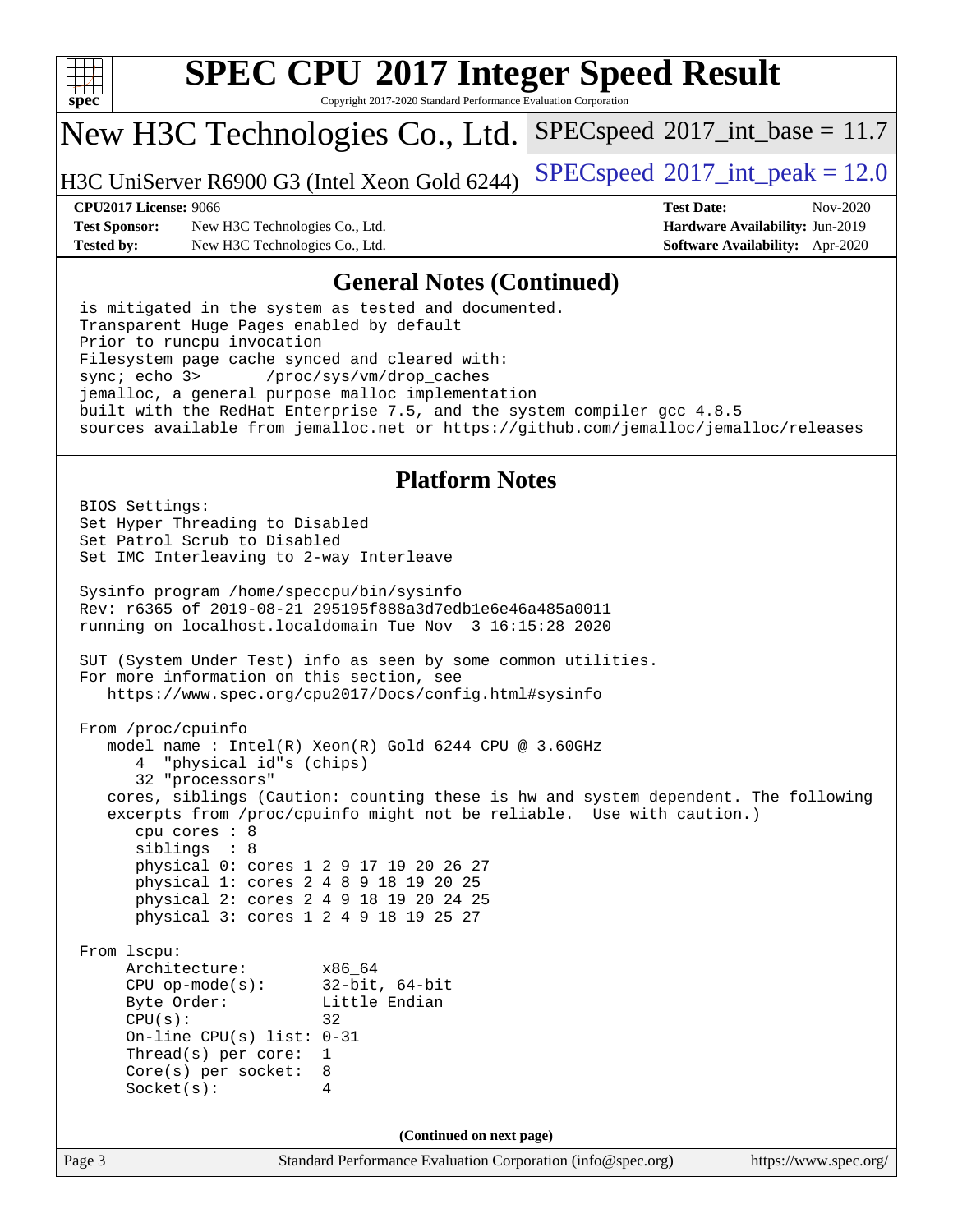# SPEC CPU 2017 Integer Speed Result

Copyright 2017-2020 Standard Performance Evaluation Corporation

## New H3C Technologies Co., Ltd.

H3C UniServer R6900 G3 (Intel Xeon Gold 6244)

SPECspeed 2017_int_base = 11.7

SPECspeed 2017_int_peak = 12.0

**CPU2017 License:** 9066
**Test Sponsor:** New H3C Technologies Co., Ltd.
**Tested by:** New H3C Technologies Co., Ltd.
**Test Date:** Nov-2020
**Hardware Availability:** Jun-2019
**Software Availability:** Apr-2020

## General Notes (Continued)

```
is mitigated in the system as tested and documented.
Transparent Huge Pages enabled by default
Prior to runcpu invocation
Filesystem page cache synced and cleared with:
sync; echo 3>       /proc/sys/vm/drop_caches
jemalloc, a general purpose malloc implementation
built with the RedHat Enterprise 7.5, and the system compiler gcc 4.8.5
sources available from jemalloc.net or https://github.com/jemalloc/jemalloc/releases
```

## Platform Notes

```
BIOS Settings:
Set Hyper Threading to Disabled
Set Patrol Scrub to Disabled
Set IMC Interleaving to 2-way Interleave

Sysinfo program /home/speccpu/bin/sysinfo
Rev: r6365 of 2019-08-21 295195f888a3d7edb1e6e46a485a0011
running on localhost.localdomain Tue Nov  3 16:15:28 2020

SUT (System Under Test) info as seen by some common utilities.
For more information on this section, see
   https://www.spec.org/cpu2017/Docs/config.html#sysinfo

From /proc/cpuinfo
   model name : Intel(R) Xeon(R) Gold 6244 CPU @ 3.60GHz
      4  "physical id"s (chips)
      32 "processors"
   cores, siblings (Caution: counting these is hw and system dependent. The following
   excerpts from /proc/cpuinfo might not be reliable.  Use with caution.)
      cpu cores : 8
      siblings  : 8
      physical 0: cores 1 2 9 17 19 20 26 27
      physical 1: cores 2 4 8 9 18 19 20 25
      physical 2: cores 2 4 9 18 19 20 24 25
      physical 3: cores 1 2 4 9 18 19 25 27

From lscpu:
     Architecture:          x86_64
     CPU op-mode(s):        32-bit, 64-bit
     Byte Order:            Little Endian
     CPU(s):                32
     On-line CPU(s) list: 0-31
     Thread(s) per core:  1
     Core(s) per socket:  8
     Socket(s):           4
```

(Continued on next page)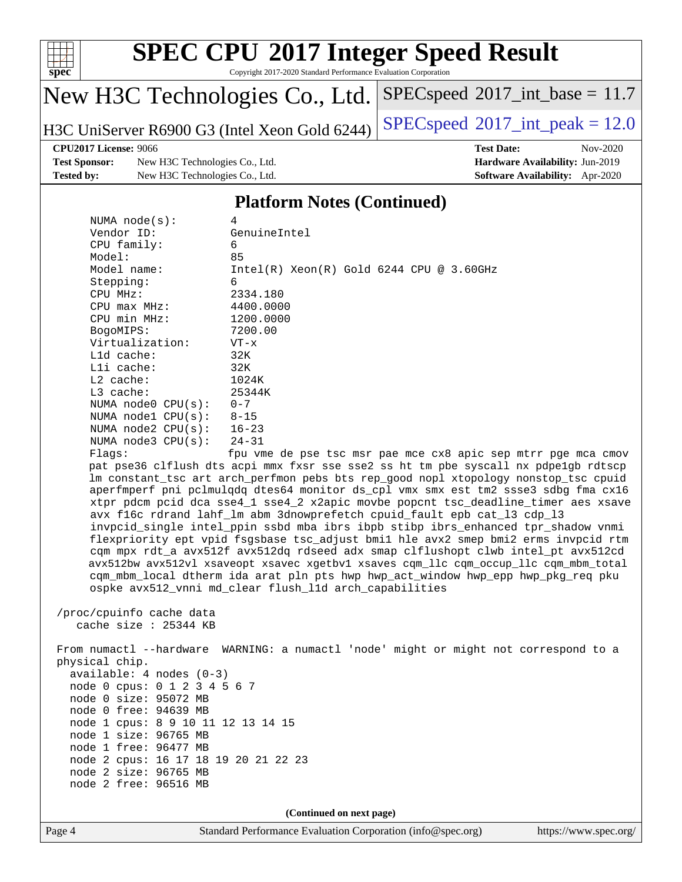## Platform Notes (Continued)

```
     NUMA node(s):          4
     Vendor ID:             GenuineIntel
     CPU family:            6
     Model:                 85
     Model name:            Intel(R) Xeon(R) Gold 6244 CPU @ 3.60GHz
     Stepping:              6
     CPU MHz:               2334.180
     CPU max MHz:           4400.0000
     CPU min MHz:           1200.0000
     BogoMIPS:              7200.00
     Virtualization:        VT-x
     L1d cache:             32K
     L1i cache:             32K
     L2 cache:              1024K
     L3 cache:              25344K
     NUMA node0 CPU(s):     0-7
     NUMA node1 CPU(s):     8-15
     NUMA node2 CPU(s):     16-23
     NUMA node3 CPU(s):     24-31
     Flags:                 fpu vme de pse tsc msr pae mce cx8 apic sep mtrr pge mca cmov
     pat pse36 clflush dts acpi mmx fxsr sse sse2 ss ht tm pbe syscall nx pdpe1gb rdtscp
     lm constant_tsc art arch_perfmon pebs bts rep_good nopl xtopology nonstop_tsc cpuid
     aperfmperf pni pclmulqdq dtes64 monitor ds_cpl vmx smx est tm2 ssse3 sdbg fma cx16
     xtpr pdcm pcid dca sse4_1 sse4_2 x2apic movbe popcnt tsc_deadline_timer aes xsave
     avx f16c rdrand lahf_lm abm 3dnowprefetch cpuid_fault epb cat_l3 cdp_l3
     invpcid_single intel_ppin ssbd mba ibrs ibpb stibp ibrs_enhanced tpr_shadow vnmi
     flexpriority ept vpid fsgsbase tsc_adjust bmi1 hle avx2 smep bmi2 erms invpcid rtm
     cqm mpx rdt_a avx512f avx512dq rdseed adx smap clflushopt clwb intel_pt avx512cd
     avx512bw avx512vl xsaveopt xsavec xgetbv1 xsaves cqm_llc cqm_occup_llc cqm_mbm_total
     cqm_mbm_local dtherm ida arat pln pts hwp hwp_act_window hwp_epp hwp_pkg_req pku
     ospke avx512_vnni md_clear flush_l1d arch_capabilities

 /proc/cpuinfo cache data
    cache size : 25344 KB

 From numactl --hardware  WARNING: a numactl 'node' might or might not correspond to a
 physical chip.
   available: 4 nodes (0-3)
   node 0 cpus: 0 1 2 3 4 5 6 7
   node 0 size: 95072 MB
   node 0 free: 94639 MB
   node 1 cpus: 8 9 10 11 12 13 14 15
   node 1 size: 96765 MB
   node 1 free: 96477 MB
   node 2 cpus: 16 17 18 19 20 21 22 23
   node 2 size: 96765 MB
   node 2 free: 96516 MB
```

**(Continued on next page)**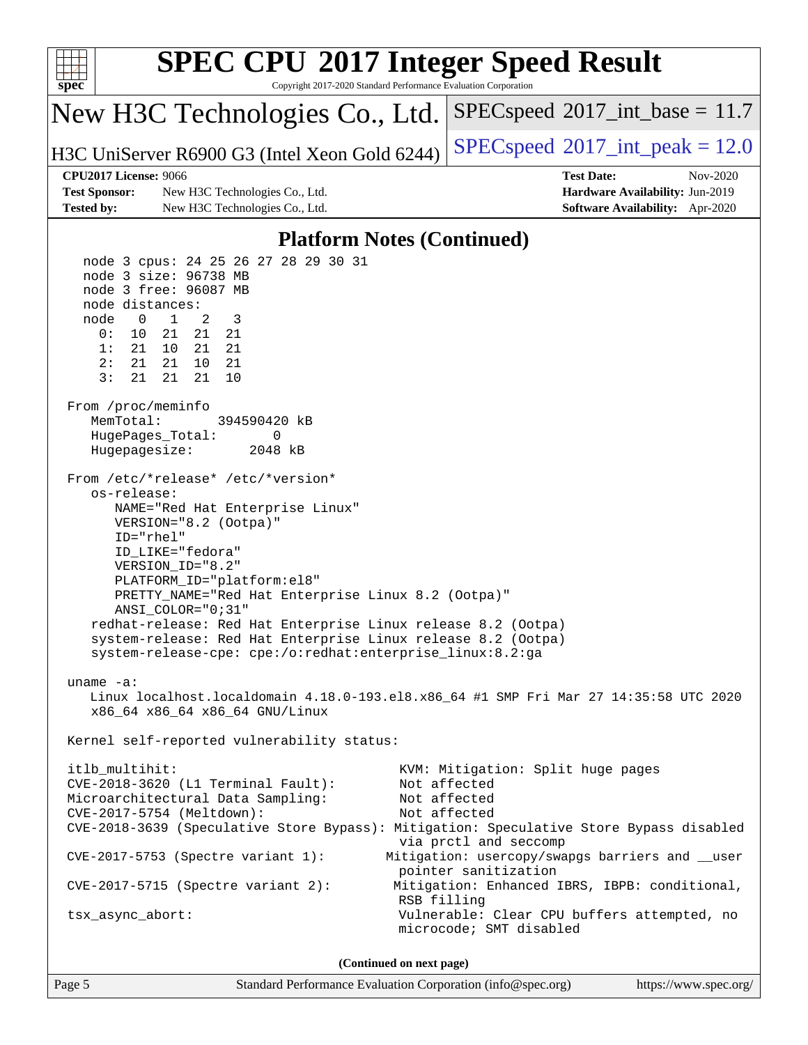## Platform Notes (Continued)

```
  node 3 cpus: 24 25 26 27 28 29 30 31
  node 3 size: 96738 MB
  node 3 free: 96087 MB
  node distances:
  node   0   1   2   3
    0:  10  21  21  21
    1:  21  10  21  21
    2:  21  21  10  21
    3:  21  21  21  10

From /proc/meminfo
   MemTotal:       394590420 kB
   HugePages_Total:       0
   Hugepagesize:       2048 kB

From /etc/*release* /etc/*version*
   os-release:
      NAME="Red Hat Enterprise Linux"
      VERSION="8.2 (Ootpa)"
      ID="rhel"
      ID_LIKE="fedora"
      VERSION_ID="8.2"
      PLATFORM_ID="platform:el8"
      PRETTY_NAME="Red Hat Enterprise Linux 8.2 (Ootpa)"
      ANSI_COLOR="0;31"
   redhat-release: Red Hat Enterprise Linux release 8.2 (Ootpa)
   system-release: Red Hat Enterprise Linux release 8.2 (Ootpa)
   system-release-cpe: cpe:/o:redhat:enterprise_linux:8.2:ga

uname -a:
   Linux localhost.localdomain 4.18.0-193.el8.x86_64 #1 SMP Fri Mar 27 14:35:58 UTC 2020
   x86_64 x86_64 x86_64 GNU/Linux

Kernel self-reported vulnerability status:

itlb_multihit:                                KVM: Mitigation: Split huge pages
CVE-2018-3620 (L1 Terminal Fault):            Not affected
Microarchitectural Data Sampling:             Not affected
CVE-2017-5754 (Meltdown):                     Not affected
CVE-2018-3639 (Speculative Store Bypass): Mitigation: Speculative Store Bypass disabled
                                              via prctl and seccomp
CVE-2017-5753 (Spectre variant 1):           Mitigation: usercopy/swapgs barriers and __user
                                              pointer sanitization
CVE-2017-5715 (Spectre variant 2):            Mitigation: Enhanced IBRS, IBPB: conditional,
                                              RSB filling
tsx_async_abort:                              Vulnerable: Clear CPU buffers attempted, no
                                              microcode; SMT disabled
```

(Continued on next page)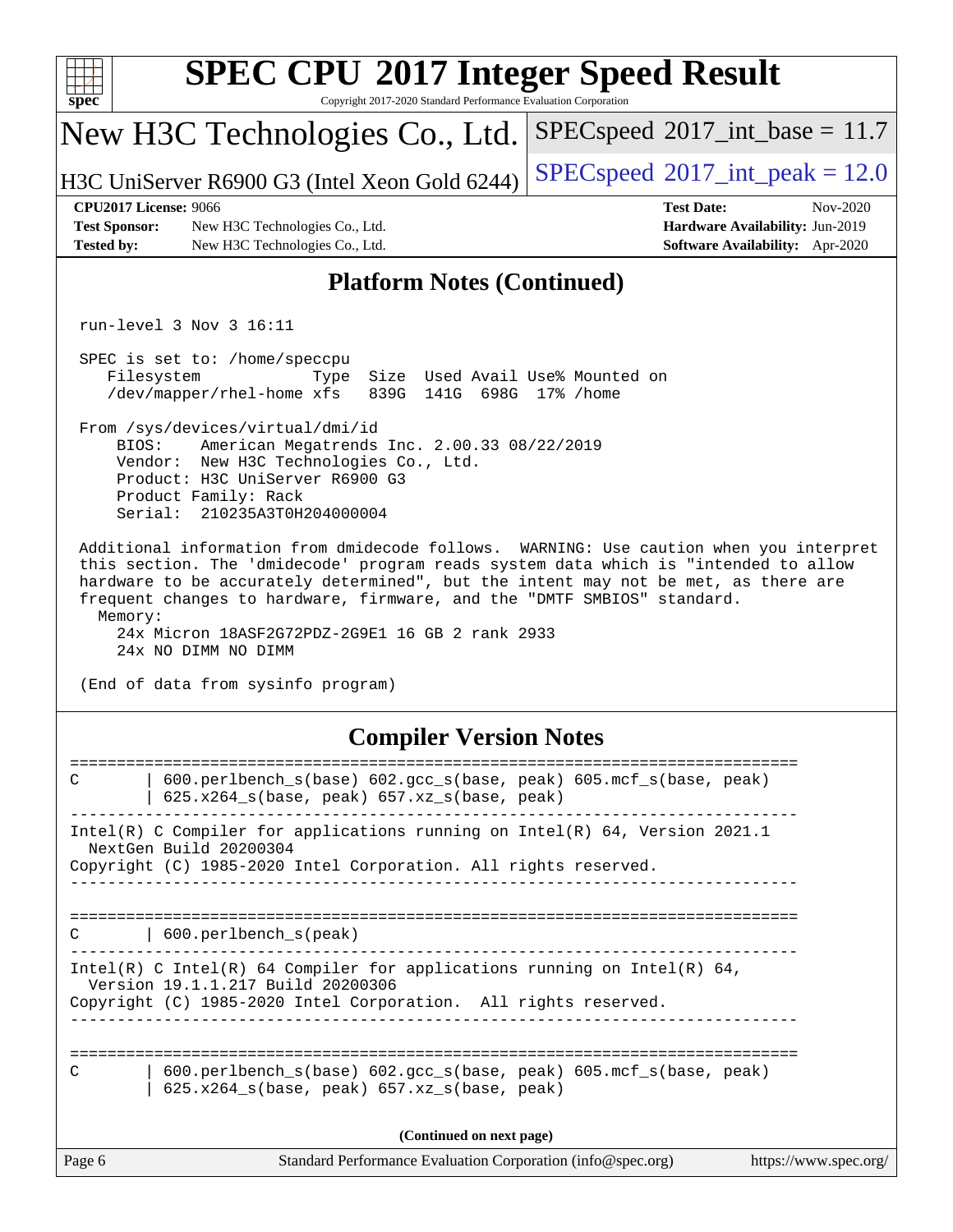# SPEC CPU 2017 Integer Speed Result

Copyright 2017-2020 Standard Performance Evaluation Corporation

## New H3C Technologies Co., Ltd.

H3C UniServer R6900 G3 (Intel Xeon Gold 6244)

SPECspeed 2017_int_base = 11.7

SPECspeed 2017_int_peak = 12.0

**CPU2017 License:** 9066
**Test Sponsor:** New H3C Technologies Co., Ltd.
**Tested by:** New H3C Technologies Co., Ltd.

**Test Date:** Nov-2020
**Hardware Availability:** Jun-2019
**Software Availability:** Apr-2020

## Platform Notes (Continued)

```
 run-level 3 Nov 3 16:11

 SPEC is set to: /home/speccpu
    Filesystem            Type  Size  Used Avail Use% Mounted on
    /dev/mapper/rhel-home xfs   839G  141G  698G  17% /home

 From /sys/devices/virtual/dmi/id
     BIOS:    American Megatrends Inc. 2.00.33 08/22/2019
     Vendor:  New H3C Technologies Co., Ltd.
     Product: H3C UniServer R6900 G3
     Product Family: Rack
     Serial:  210235A3T0H204000004

 Additional information from dmidecode follows.  WARNING: Use caution when you interpret
 this section. The 'dmidecode' program reads system data which is "intended to allow
 hardware to be accurately determined", but the intent may not be met, as there are
 frequent changes to hardware, firmware, and the "DMTF SMBIOS" standard.
   Memory:
     24x Micron 18ASF2G72PDZ-2G9E1 16 GB 2 rank 2933
     24x NO DIMM NO DIMM

 (End of data from sysinfo program)
```

## Compiler Version Notes

```
==============================================================================
C       | 600.perlbench_s(base) 602.gcc_s(base, peak) 605.mcf_s(base, peak)
        | 625.x264_s(base, peak) 657.xz_s(base, peak)
------------------------------------------------------------------------------
Intel(R) C Compiler for applications running on Intel(R) 64, Version 2021.1
  NextGen Build 20200304
Copyright (C) 1985-2020 Intel Corporation. All rights reserved.
------------------------------------------------------------------------------

==============================================================================
C       | 600.perlbench_s(peak)
------------------------------------------------------------------------------
Intel(R) C Intel(R) 64 Compiler for applications running on Intel(R) 64,
  Version 19.1.1.217 Build 20200306
Copyright (C) 1985-2020 Intel Corporation.  All rights reserved.
------------------------------------------------------------------------------

==============================================================================
C       | 600.perlbench_s(base) 602.gcc_s(base, peak) 605.mcf_s(base, peak)
        | 625.x264_s(base, peak) 657.xz_s(base, peak)
```

**(Continued on next page)**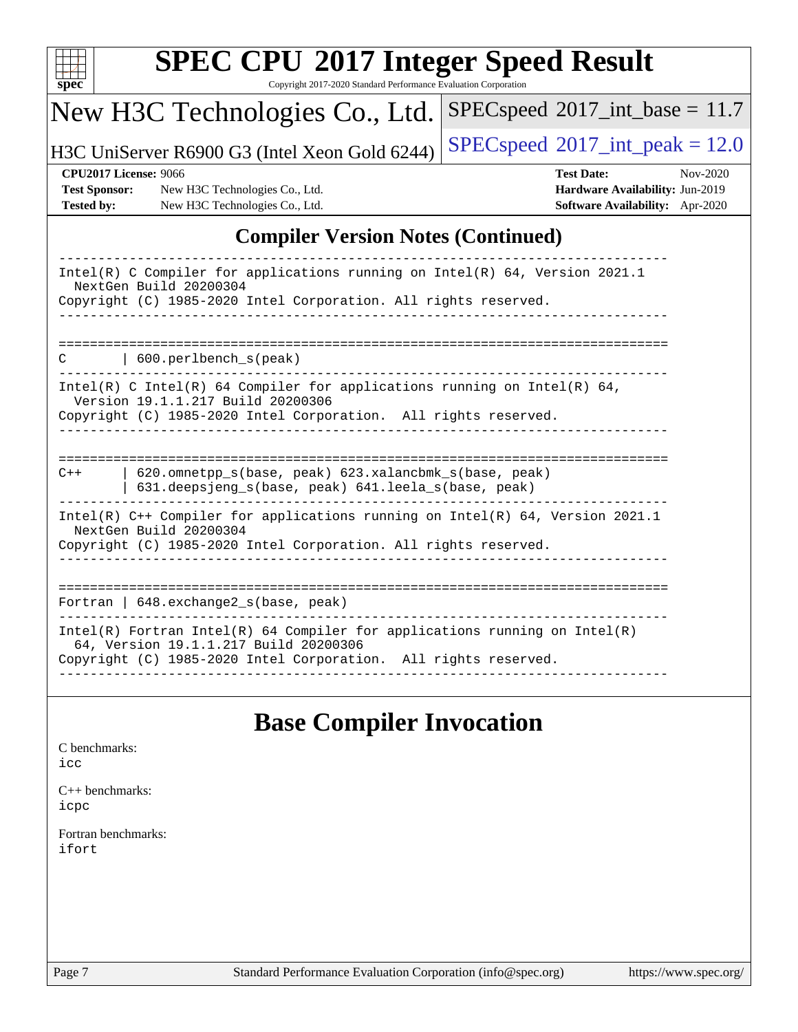## Compiler Version Notes (Continued)

```
------------------------------------------------------------------------------
Intel(R) C Compiler for applications running on Intel(R) 64, Version 2021.1
  NextGen Build 20200304
Copyright (C) 1985-2020 Intel Corporation. All rights reserved.
------------------------------------------------------------------------------

==============================================================================
C       | 600.perlbench_s(peak)
------------------------------------------------------------------------------
Intel(R) C Intel(R) 64 Compiler for applications running on Intel(R) 64,
  Version 19.1.1.217 Build 20200306
Copyright (C) 1985-2020 Intel Corporation.  All rights reserved.
------------------------------------------------------------------------------

==============================================================================
C++     | 620.omnetpp_s(base, peak) 623.xalancbmk_s(base, peak)
        | 631.deepsjeng_s(base, peak) 641.leela_s(base, peak)
------------------------------------------------------------------------------
Intel(R) C++ Compiler for applications running on Intel(R) 64, Version 2021.1
  NextGen Build 20200304
Copyright (C) 1985-2020 Intel Corporation. All rights reserved.
------------------------------------------------------------------------------

==============================================================================
Fortran | 648.exchange2_s(base, peak)
------------------------------------------------------------------------------
Intel(R) Fortran Intel(R) 64 Compiler for applications running on Intel(R)
  64, Version 19.1.1.217 Build 20200306
Copyright (C) 1985-2020 Intel Corporation.  All rights reserved.
------------------------------------------------------------------------------
```

## Base Compiler Invocation

C benchmarks:
icc

C++ benchmarks:
icpc

Fortran benchmarks:
ifort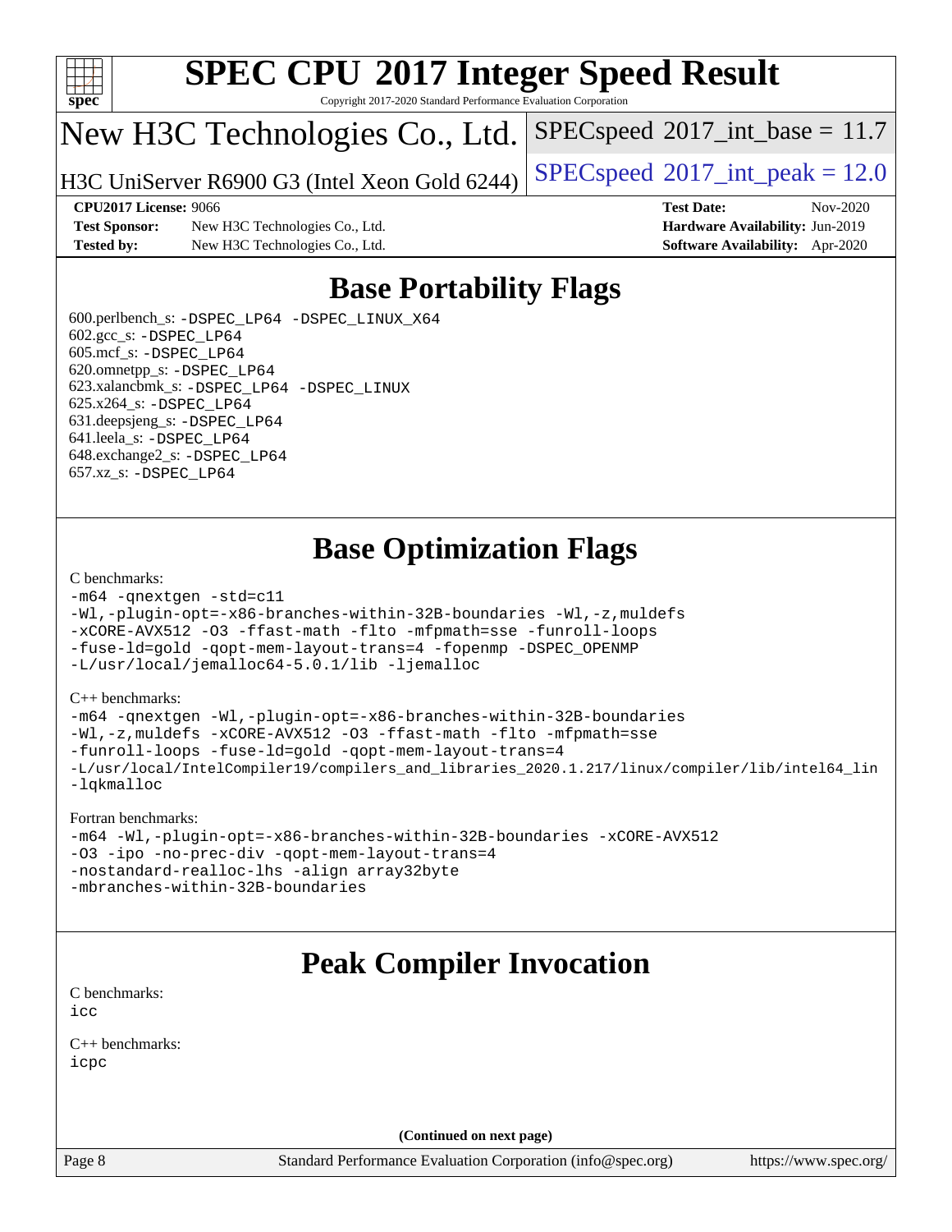# SPEC CPU 2017 Integer Speed Result

Copyright 2017-2020 Standard Performance Evaluation Corporation

## New H3C Technologies Co., Ltd.

H3C UniServer R6900 G3 (Intel Xeon Gold 6244)

SPECspeed 2017_int_base = 11.7

SPECspeed 2017_int_peak = 12.0

**CPU2017 License:** 9066
**Test Sponsor:** New H3C Technologies Co., Ltd.
**Tested by:** New H3C Technologies Co., Ltd.
**Test Date:** Nov-2020
**Hardware Availability:** Jun-2019
**Software Availability:** Apr-2020

## Base Portability Flags

600.perlbench_s: `-DSPEC_LP64 -DSPEC_LINUX_X64`
602.gcc_s: `-DSPEC_LP64`
605.mcf_s: `-DSPEC_LP64`
620.omnetpp_s: `-DSPEC_LP64`
623.xalancbmk_s: `-DSPEC_LP64 -DSPEC_LINUX`
625.x264_s: `-DSPEC_LP64`
631.deepsjeng_s: `-DSPEC_LP64`
641.leela_s: `-DSPEC_LP64`
648.exchange2_s: `-DSPEC_LP64`
657.xz_s: `-DSPEC_LP64`

## Base Optimization Flags

C benchmarks:

```
-m64 -qnextgen -std=c11
-Wl,-plugin-opt=-x86-branches-within-32B-boundaries -Wl,-z,muldefs
-xCORE-AVX512 -O3 -ffast-math -flto -mfpmath=sse -funroll-loops
-fuse-ld=gold -qopt-mem-layout-trans=4 -fopenmp -DSPEC_OPENMP
-L/usr/local/jemalloc64-5.0.1/lib -ljemalloc
```

C++ benchmarks:

```
-m64 -qnextgen -Wl,-plugin-opt=-x86-branches-within-32B-boundaries
-Wl,-z,muldefs -xCORE-AVX512 -O3 -ffast-math -flto -mfpmath=sse
-funroll-loops -fuse-ld=gold -qopt-mem-layout-trans=4
-L/usr/local/IntelCompiler19/compilers_and_libraries_2020.1.217/linux/compiler/lib/intel64_lin
-lqkmalloc
```

Fortran benchmarks:

```
-m64 -Wl,-plugin-opt=-x86-branches-within-32B-boundaries -xCORE-AVX512
-O3 -ipo -no-prec-div -qopt-mem-layout-trans=4
-nostandard-realloc-lhs -align array32byte
-mbranches-within-32B-boundaries
```

## Peak Compiler Invocation

C benchmarks:
`icc`

C++ benchmarks:
`icpc`

**(Continued on next page)**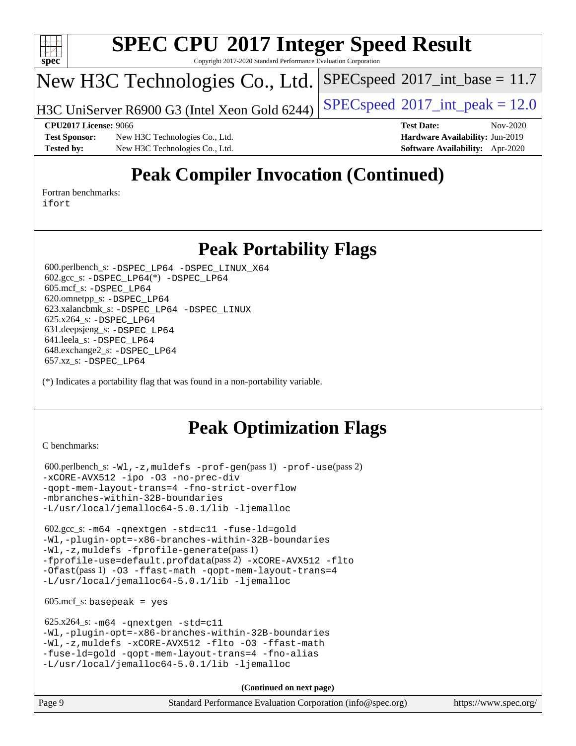# Peak Compiler Invocation (Continued)

Fortran benchmarks:
ifort

# Peak Portability Flags

600.perlbench_s: -DSPEC_LP64 -DSPEC_LINUX_X64
602.gcc_s: -DSPEC_LP64(*) -DSPEC_LP64
605.mcf_s: -DSPEC_LP64
620.omnetpp_s: -DSPEC_LP64
623.xalancbmk_s: -DSPEC_LP64 -DSPEC_LINUX
625.x264_s: -DSPEC_LP64
631.deepsjeng_s: -DSPEC_LP64
641.leela_s: -DSPEC_LP64
648.exchange2_s: -DSPEC_LP64
657.xz_s: -DSPEC_LP64

(*) Indicates a portability flag that was found in a non-portability variable.

# Peak Optimization Flags

C benchmarks:

600.perlbench_s: -Wl,-z,muldefs -prof-gen(pass 1) -prof-use(pass 2) -xCORE-AVX512 -ipo -O3 -no-prec-div -qopt-mem-layout-trans=4 -fno-strict-overflow -mbranches-within-32B-boundaries -L/usr/local/jemalloc64-5.0.1/lib -ljemalloc

602.gcc_s: -m64 -qnextgen -std=c11 -fuse-ld=gold -Wl,-plugin-opt=-x86-branches-within-32B-boundaries -Wl,-z,muldefs -fprofile-generate(pass 1) -fprofile-use=default.profdata(pass 2) -xCORE-AVX512 -flto -Ofast(pass 1) -O3 -ffast-math -qopt-mem-layout-trans=4 -L/usr/local/jemalloc64-5.0.1/lib -ljemalloc

605.mcf_s: basepeak = yes

625.x264_s: -m64 -qnextgen -std=c11 -Wl,-plugin-opt=-x86-branches-within-32B-boundaries -Wl,-z,muldefs -xCORE-AVX512 -flto -O3 -ffast-math -fuse-ld=gold -qopt-mem-layout-trans=4 -fno-alias -L/usr/local/jemalloc64-5.0.1/lib -ljemalloc

**(Continued on next page)**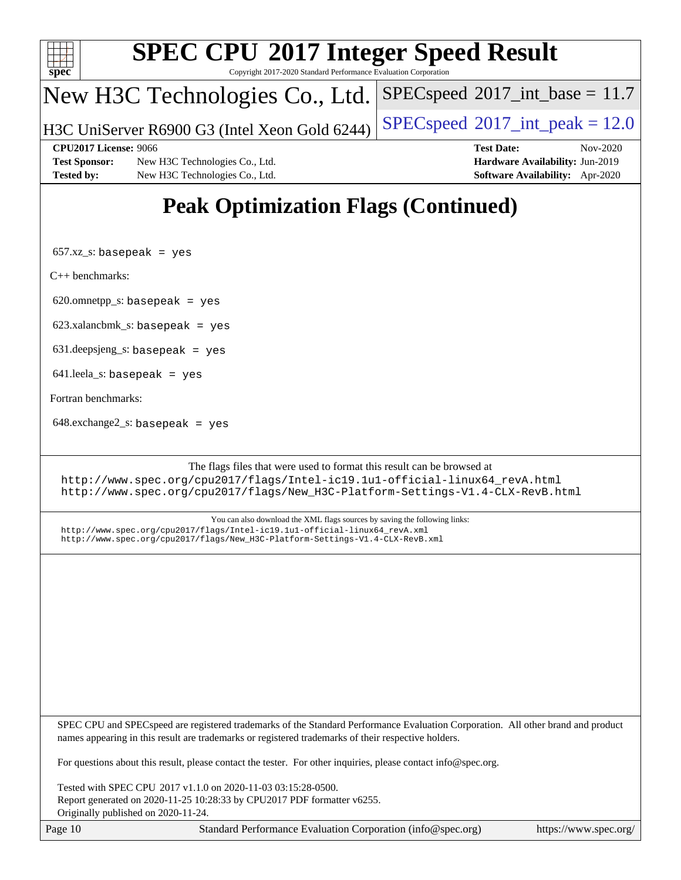# SPEC CPU 2017 Integer Speed Result

Copyright 2017-2020 Standard Performance Evaluation Corporation

New H3C Technologies Co., Ltd.

H3C UniServer R6900 G3 (Intel Xeon Gold 6244)

SPECspeed 2017_int_base = 11.7

SPECspeed 2017_int_peak = 12.0

**CPU2017 License:** 9066
**Test Sponsor:** New H3C Technologies Co., Ltd.
**Tested by:** New H3C Technologies Co., Ltd.

**Test Date:** Nov-2020
**Hardware Availability:** Jun-2019
**Software Availability:** Apr-2020

## Peak Optimization Flags (Continued)

657.xz_s: `basepeak = yes`

C++ benchmarks:

620.omnetpp_s: `basepeak = yes`

623.xalancbmk_s: `basepeak = yes`

631.deepsjeng_s: `basepeak = yes`

641.leela_s: `basepeak = yes`

Fortran benchmarks:

648.exchange2_s: `basepeak = yes`

The flags files that were used to format this result can be browsed at
http://www.spec.org/cpu2017/flags/Intel-ic19.1u1-official-linux64_revA.html
http://www.spec.org/cpu2017/flags/New_H3C-Platform-Settings-V1.4-CLX-RevB.html

You can also download the XML flags sources by saving the following links:
http://www.spec.org/cpu2017/flags/Intel-ic19.1u1-official-linux64_revA.xml
http://www.spec.org/cpu2017/flags/New_H3C-Platform-Settings-V1.4-CLX-RevB.xml

SPEC CPU and SPECspeed are registered trademarks of the Standard Performance Evaluation Corporation. All other brand and product names appearing in this result are trademarks or registered trademarks of their respective holders.

For questions about this result, please contact the tester. For other inquiries, please contact info@spec.org.

Tested with SPEC CPU 2017 v1.1.0 on 2020-11-03 03:15:28-0500.
Report generated on 2020-11-25 10:28:33 by CPU2017 PDF formatter v6255.
Originally published on 2020-11-24.